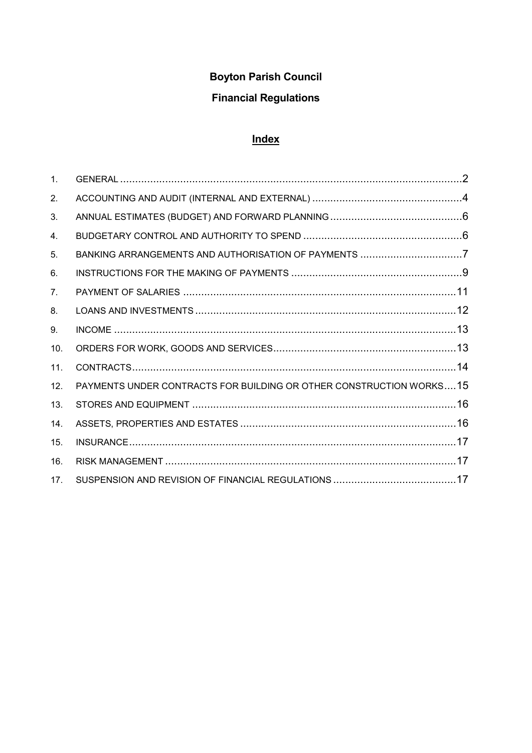# Boyton Parish Council

## Financial Regulations

### Index

| | | |
|---|---|---|
| 1. | GENERAL | 2 |
| 2. | ACCOUNTING AND AUDIT (INTERNAL AND EXTERNAL) | 4 |
| 3. | ANNUAL ESTIMATES (BUDGET) AND FORWARD PLANNING | 6 |
| 4. | BUDGETARY CONTROL AND AUTHORITY TO SPEND | 6 |
| 5. | BANKING ARRANGEMENTS AND AUTHORISATION OF PAYMENTS | 7 |
| 6. | INSTRUCTIONS FOR THE MAKING OF PAYMENTS | 9 |
| 7. | PAYMENT OF SALARIES | 11 |
| 8. | LOANS AND INVESTMENTS | 12 |
| 9. | INCOME | 13 |
| 10. | ORDERS FOR WORK, GOODS AND SERVICES | 13 |
| 11. | CONTRACTS | 14 |
| 12. | PAYMENTS UNDER CONTRACTS FOR BUILDING OR OTHER CONSTRUCTION WORKS | 15 |
| 13. | STORES AND EQUIPMENT | 16 |
| 14. | ASSETS, PROPERTIES AND ESTATES | 16 |
| 15. | INSURANCE | 17 |
| 16. | RISK MANAGEMENT | 17 |
| 17. | SUSPENSION AND REVISION OF FINANCIAL REGULATIONS | 17 |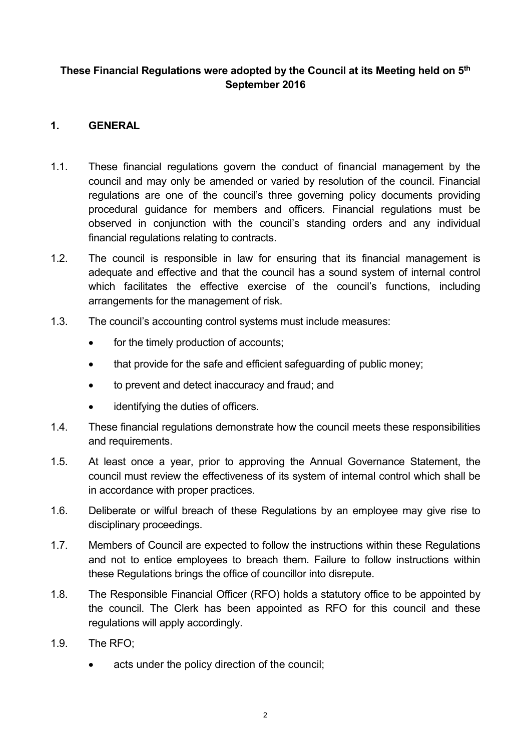**These Financial Regulations were adopted by the Council at its Meeting held on 5th September 2016**

## 1. GENERAL

1.1. These financial regulations govern the conduct of financial management by the council and may only be amended or varied by resolution of the council. Financial regulations are one of the council's three governing policy documents providing procedural guidance for members and officers. Financial regulations must be observed in conjunction with the council's standing orders and any individual financial regulations relating to contracts.

1.2. The council is responsible in law for ensuring that its financial management is adequate and effective and that the council has a sound system of internal control which facilitates the effective exercise of the council's functions, including arrangements for the management of risk.

1.3. The council's accounting control systems must include measures:

- for the timely production of accounts;
- that provide for the safe and efficient safeguarding of public money;
- to prevent and detect inaccuracy and fraud; and
- identifying the duties of officers.

1.4. These financial regulations demonstrate how the council meets these responsibilities and requirements.

1.5. At least once a year, prior to approving the Annual Governance Statement, the council must review the effectiveness of its system of internal control which shall be in accordance with proper practices.

1.6. Deliberate or wilful breach of these Regulations by an employee may give rise to disciplinary proceedings.

1.7. Members of Council are expected to follow the instructions within these Regulations and not to entice employees to breach them. Failure to follow instructions within these Regulations brings the office of councillor into disrepute.

1.8. The Responsible Financial Officer (RFO) holds a statutory office to be appointed by the council. The Clerk has been appointed as RFO for this council and these regulations will apply accordingly.

1.9. The RFO;

- acts under the policy direction of the council;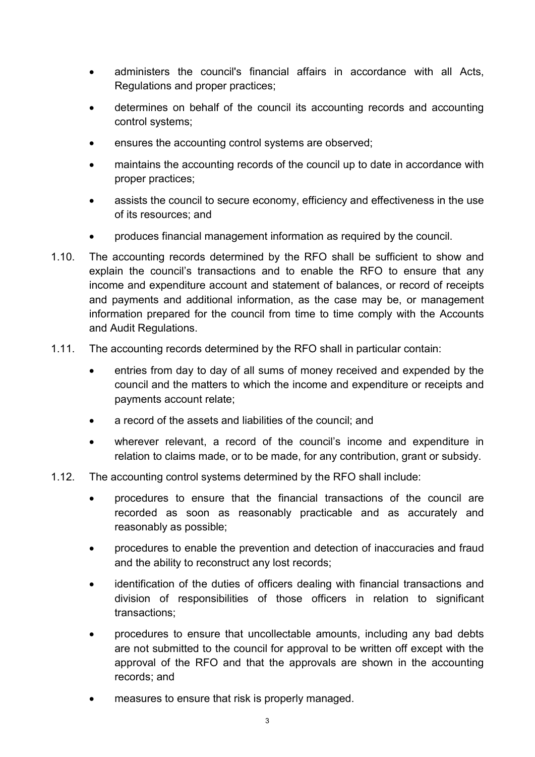- administers the council's financial affairs in accordance with all Acts, Regulations and proper practices;
- determines on behalf of the council its accounting records and accounting control systems;
- ensures the accounting control systems are observed;
- maintains the accounting records of the council up to date in accordance with proper practices;
- assists the council to secure economy, efficiency and effectiveness in the use of its resources; and
- produces financial management information as required by the council.

1.10. The accounting records determined by the RFO shall be sufficient to show and explain the council's transactions and to enable the RFO to ensure that any income and expenditure account and statement of balances, or record of receipts and payments and additional information, as the case may be, or management information prepared for the council from time to time comply with the Accounts and Audit Regulations.

1.11. The accounting records determined by the RFO shall in particular contain:

- entries from day to day of all sums of money received and expended by the council and the matters to which the income and expenditure or receipts and payments account relate;
- a record of the assets and liabilities of the council; and
- wherever relevant, a record of the council's income and expenditure in relation to claims made, or to be made, for any contribution, grant or subsidy.

1.12. The accounting control systems determined by the RFO shall include:

- procedures to ensure that the financial transactions of the council are recorded as soon as reasonably practicable and as accurately and reasonably as possible;
- procedures to enable the prevention and detection of inaccuracies and fraud and the ability to reconstruct any lost records;
- identification of the duties of officers dealing with financial transactions and division of responsibilities of those officers in relation to significant transactions;
- procedures to ensure that uncollectable amounts, including any bad debts are not submitted to the council for approval to be written off except with the approval of the RFO and that the approvals are shown in the accounting records; and
- measures to ensure that risk is properly managed.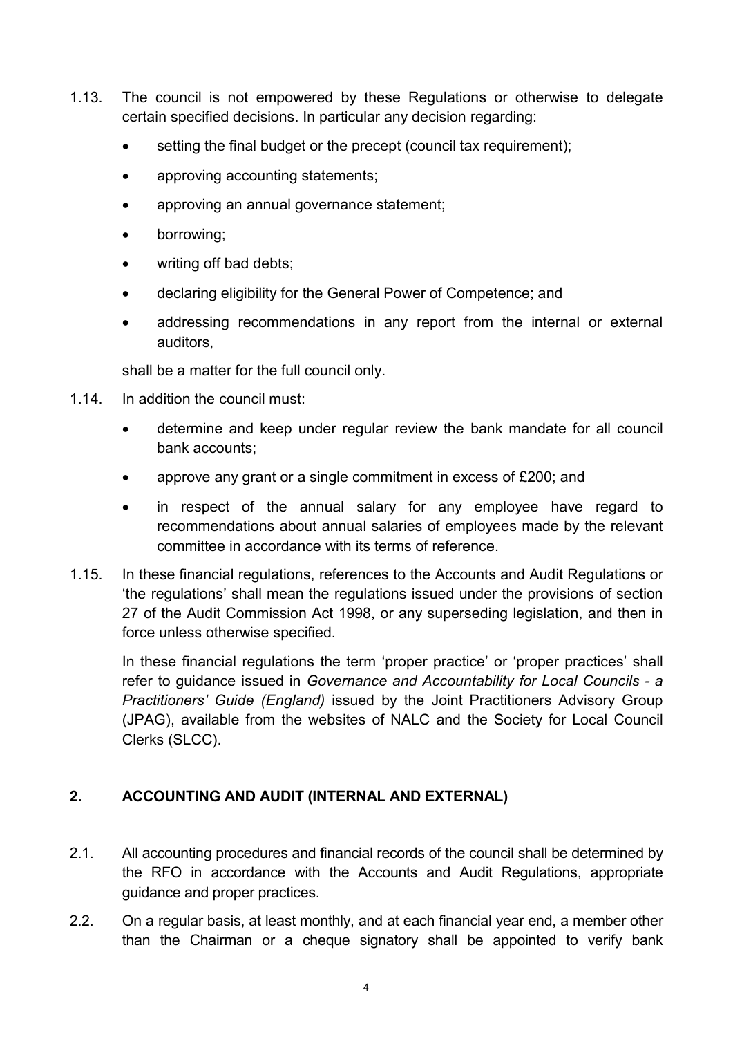1.13. The council is not empowered by these Regulations or otherwise to delegate certain specified decisions. In particular any decision regarding:

- setting the final budget or the precept (council tax requirement);
- approving accounting statements;
- approving an annual governance statement;
- borrowing;
- writing off bad debts;
- declaring eligibility for the General Power of Competence; and
- addressing recommendations in any report from the internal or external auditors,

shall be a matter for the full council only.

1.14. In addition the council must:

- determine and keep under regular review the bank mandate for all council bank accounts;
- approve any grant or a single commitment in excess of £200; and
- in respect of the annual salary for any employee have regard to recommendations about annual salaries of employees made by the relevant committee in accordance with its terms of reference.

1.15. In these financial regulations, references to the Accounts and Audit Regulations or 'the regulations' shall mean the regulations issued under the provisions of section 27 of the Audit Commission Act 1998, or any superseding legislation, and then in force unless otherwise specified.

In these financial regulations the term 'proper practice' or 'proper practices' shall refer to guidance issued in *Governance and Accountability for Local Councils - a Practitioners' Guide (England)* issued by the Joint Practitioners Advisory Group (JPAG), available from the websites of NALC and the Society for Local Council Clerks (SLCC).

## 2. ACCOUNTING AND AUDIT (INTERNAL AND EXTERNAL)

2.1. All accounting procedures and financial records of the council shall be determined by the RFO in accordance with the Accounts and Audit Regulations, appropriate guidance and proper practices.

2.2. On a regular basis, at least monthly, and at each financial year end, a member other than the Chairman or a cheque signatory shall be appointed to verify bank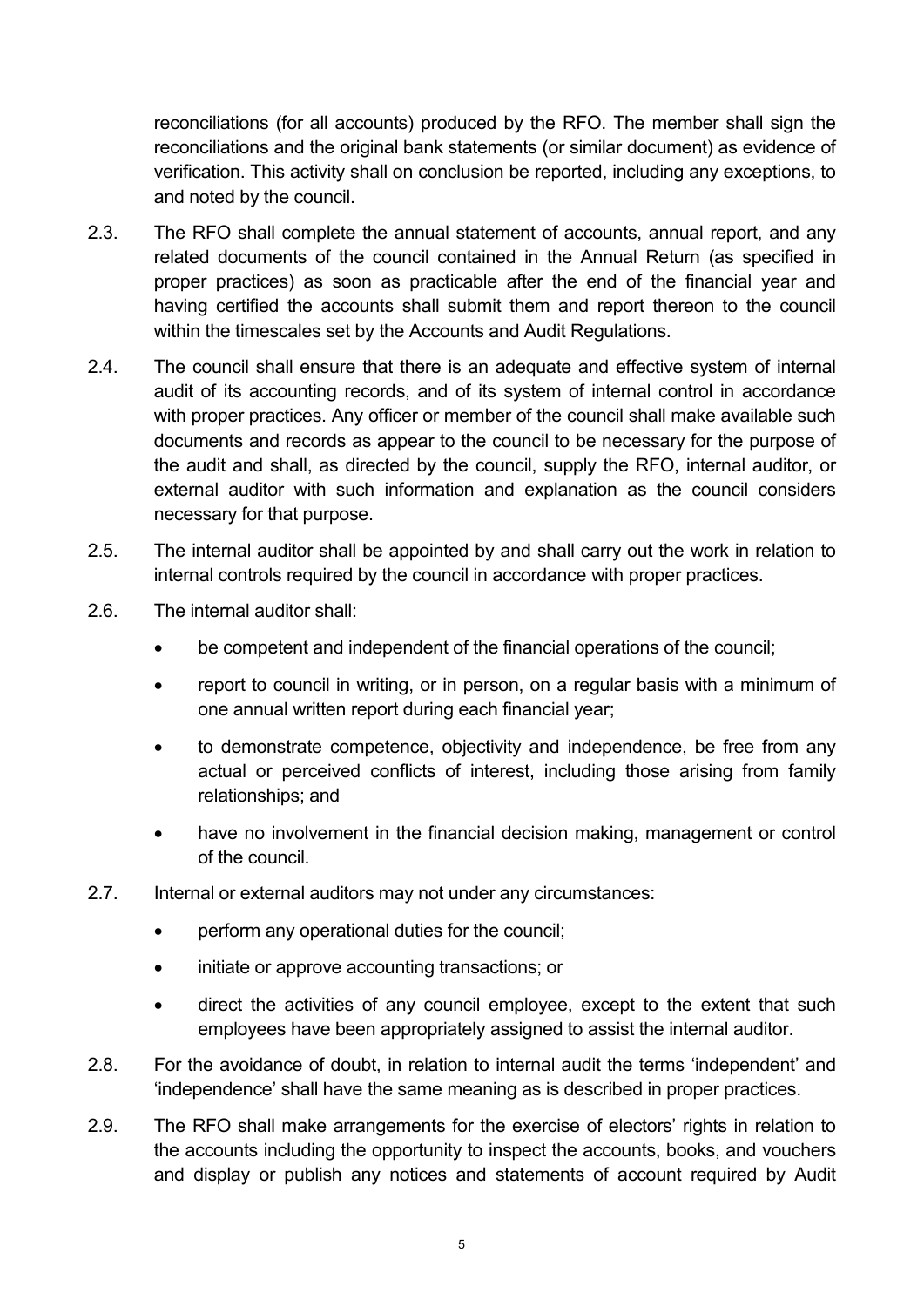reconciliations (for all accounts) produced by the RFO. The member shall sign the reconciliations and the original bank statements (or similar document) as evidence of verification. This activity shall on conclusion be reported, including any exceptions, to and noted by the council.

2.3. The RFO shall complete the annual statement of accounts, annual report, and any related documents of the council contained in the Annual Return (as specified in proper practices) as soon as practicable after the end of the financial year and having certified the accounts shall submit them and report thereon to the council within the timescales set by the Accounts and Audit Regulations.

2.4. The council shall ensure that there is an adequate and effective system of internal audit of its accounting records, and of its system of internal control in accordance with proper practices. Any officer or member of the council shall make available such documents and records as appear to the council to be necessary for the purpose of the audit and shall, as directed by the council, supply the RFO, internal auditor, or external auditor with such information and explanation as the council considers necessary for that purpose.

2.5. The internal auditor shall be appointed by and shall carry out the work in relation to internal controls required by the council in accordance with proper practices.

2.6. The internal auditor shall:

- be competent and independent of the financial operations of the council;
- report to council in writing, or in person, on a regular basis with a minimum of one annual written report during each financial year;
- to demonstrate competence, objectivity and independence, be free from any actual or perceived conflicts of interest, including those arising from family relationships; and
- have no involvement in the financial decision making, management or control of the council.

2.7. Internal or external auditors may not under any circumstances:

- perform any operational duties for the council;
- initiate or approve accounting transactions; or
- direct the activities of any council employee, except to the extent that such employees have been appropriately assigned to assist the internal auditor.

2.8. For the avoidance of doubt, in relation to internal audit the terms 'independent' and 'independence' shall have the same meaning as is described in proper practices.

2.9. The RFO shall make arrangements for the exercise of electors' rights in relation to the accounts including the opportunity to inspect the accounts, books, and vouchers and display or publish any notices and statements of account required by Audit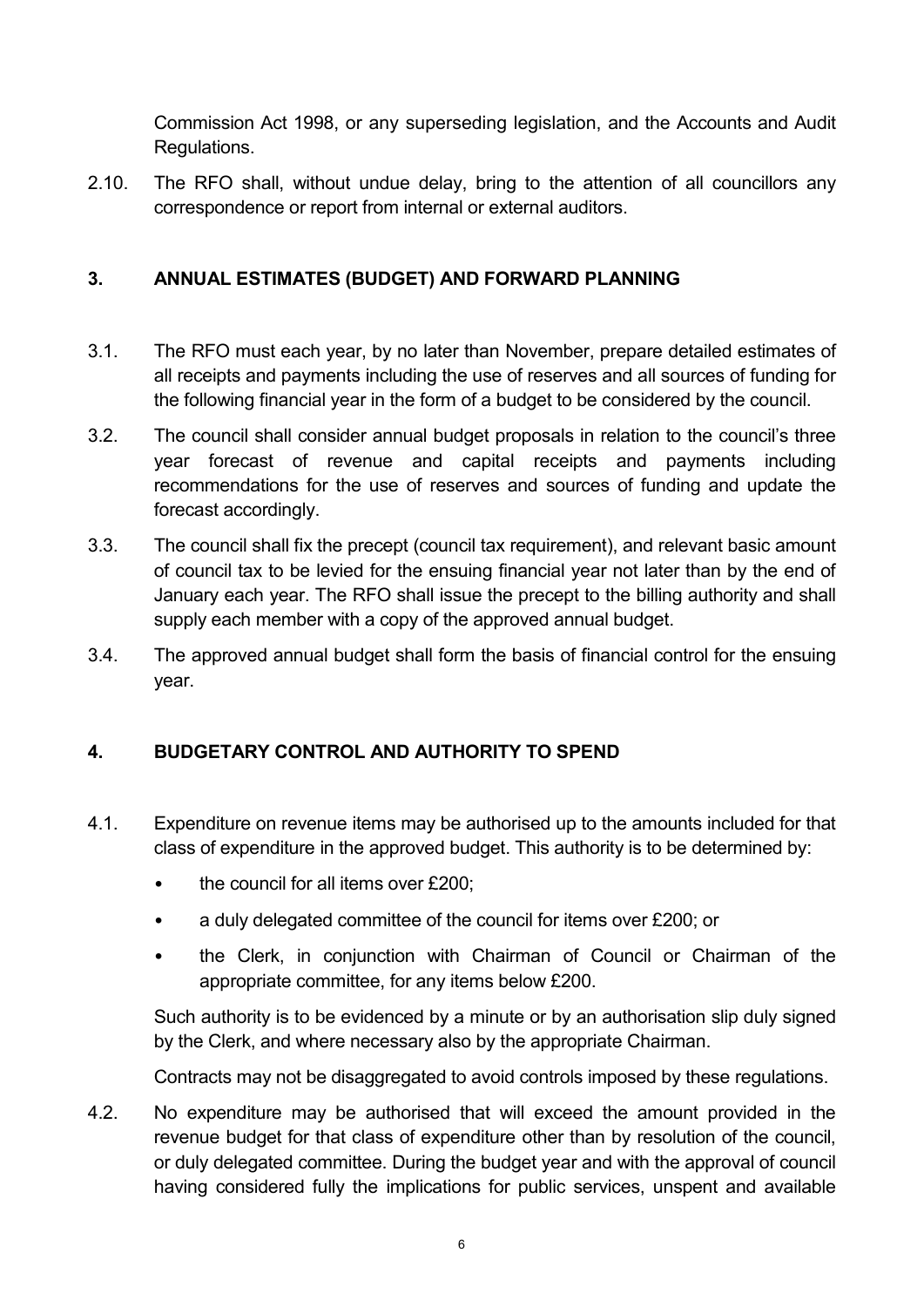Commission Act 1998, or any superseding legislation, and the Accounts and Audit Regulations.

2.10. The RFO shall, without undue delay, bring to the attention of all councillors any correspondence or report from internal or external auditors.

## 3. ANNUAL ESTIMATES (BUDGET) AND FORWARD PLANNING

3.1. The RFO must each year, by no later than November, prepare detailed estimates of all receipts and payments including the use of reserves and all sources of funding for the following financial year in the form of a budget to be considered by the council.

3.2. The council shall consider annual budget proposals in relation to the council's three year forecast of revenue and capital receipts and payments including recommendations for the use of reserves and sources of funding and update the forecast accordingly.

3.3. The council shall fix the precept (council tax requirement), and relevant basic amount of council tax to be levied for the ensuing financial year not later than by the end of January each year. The RFO shall issue the precept to the billing authority and shall supply each member with a copy of the approved annual budget.

3.4. The approved annual budget shall form the basis of financial control for the ensuing year.

## 4. BUDGETARY CONTROL AND AUTHORITY TO SPEND

4.1. Expenditure on revenue items may be authorised up to the amounts included for that class of expenditure in the approved budget. This authority is to be determined by:

- the council for all items over £200;
- a duly delegated committee of the council for items over £200; or
- the Clerk, in conjunction with Chairman of Council or Chairman of the appropriate committee, for any items below £200.

Such authority is to be evidenced by a minute or by an authorisation slip duly signed by the Clerk, and where necessary also by the appropriate Chairman.

Contracts may not be disaggregated to avoid controls imposed by these regulations.

4.2. No expenditure may be authorised that will exceed the amount provided in the revenue budget for that class of expenditure other than by resolution of the council, or duly delegated committee. During the budget year and with the approval of council having considered fully the implications for public services, unspent and available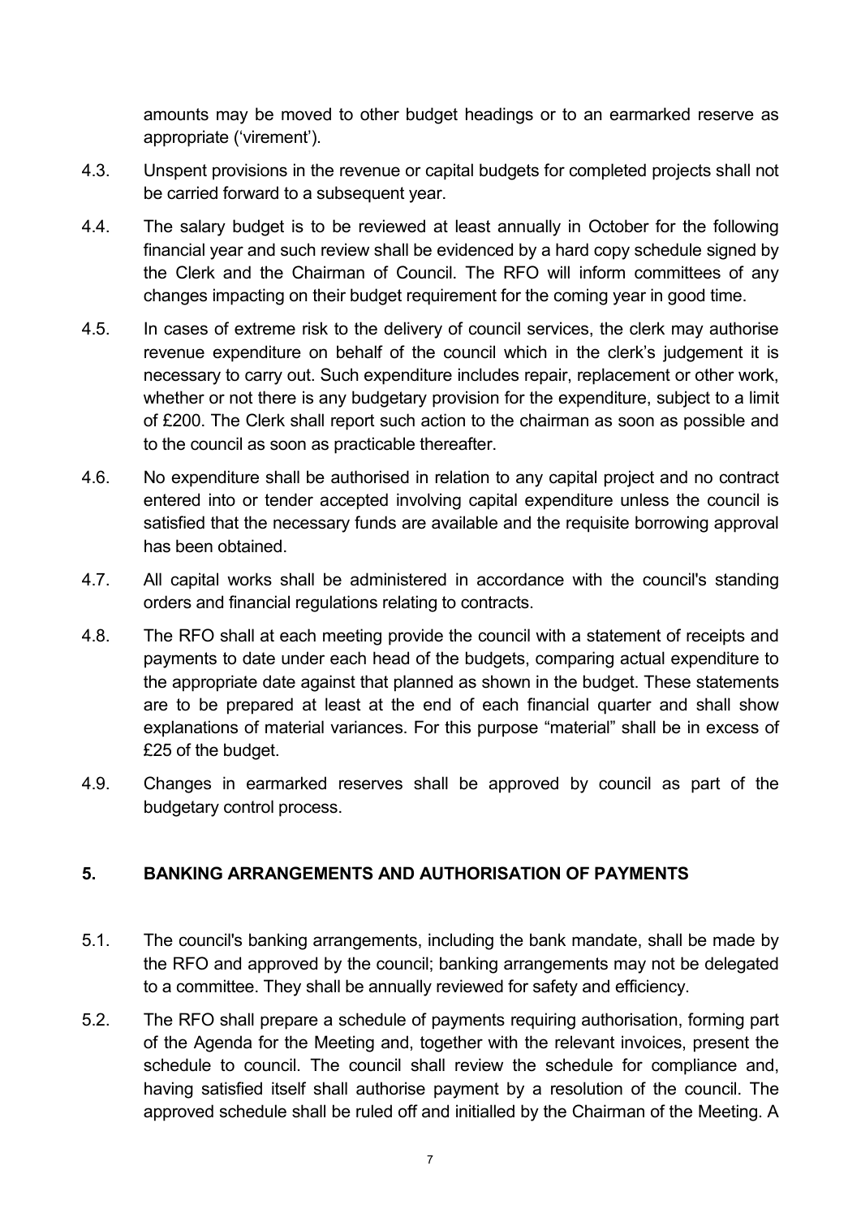amounts may be moved to other budget headings or to an earmarked reserve as appropriate ('virement').

4.3. Unspent provisions in the revenue or capital budgets for completed projects shall not be carried forward to a subsequent year.

4.4. The salary budget is to be reviewed at least annually in October for the following financial year and such review shall be evidenced by a hard copy schedule signed by the Clerk and the Chairman of Council. The RFO will inform committees of any changes impacting on their budget requirement for the coming year in good time.

4.5. In cases of extreme risk to the delivery of council services, the clerk may authorise revenue expenditure on behalf of the council which in the clerk's judgement it is necessary to carry out. Such expenditure includes repair, replacement or other work, whether or not there is any budgetary provision for the expenditure, subject to a limit of £200. The Clerk shall report such action to the chairman as soon as possible and to the council as soon as practicable thereafter.

4.6. No expenditure shall be authorised in relation to any capital project and no contract entered into or tender accepted involving capital expenditure unless the council is satisfied that the necessary funds are available and the requisite borrowing approval has been obtained.

4.7. All capital works shall be administered in accordance with the council's standing orders and financial regulations relating to contracts.

4.8. The RFO shall at each meeting provide the council with a statement of receipts and payments to date under each head of the budgets, comparing actual expenditure to the appropriate date against that planned as shown in the budget. These statements are to be prepared at least at the end of each financial quarter and shall show explanations of material variances. For this purpose "material" shall be in excess of £25 of the budget.

4.9. Changes in earmarked reserves shall be approved by council as part of the budgetary control process.

## 5. BANKING ARRANGEMENTS AND AUTHORISATION OF PAYMENTS

5.1. The council's banking arrangements, including the bank mandate, shall be made by the RFO and approved by the council; banking arrangements may not be delegated to a committee. They shall be annually reviewed for safety and efficiency.

5.2. The RFO shall prepare a schedule of payments requiring authorisation, forming part of the Agenda for the Meeting and, together with the relevant invoices, present the schedule to council. The council shall review the schedule for compliance and, having satisfied itself shall authorise payment by a resolution of the council. The approved schedule shall be ruled off and initialled by the Chairman of the Meeting. A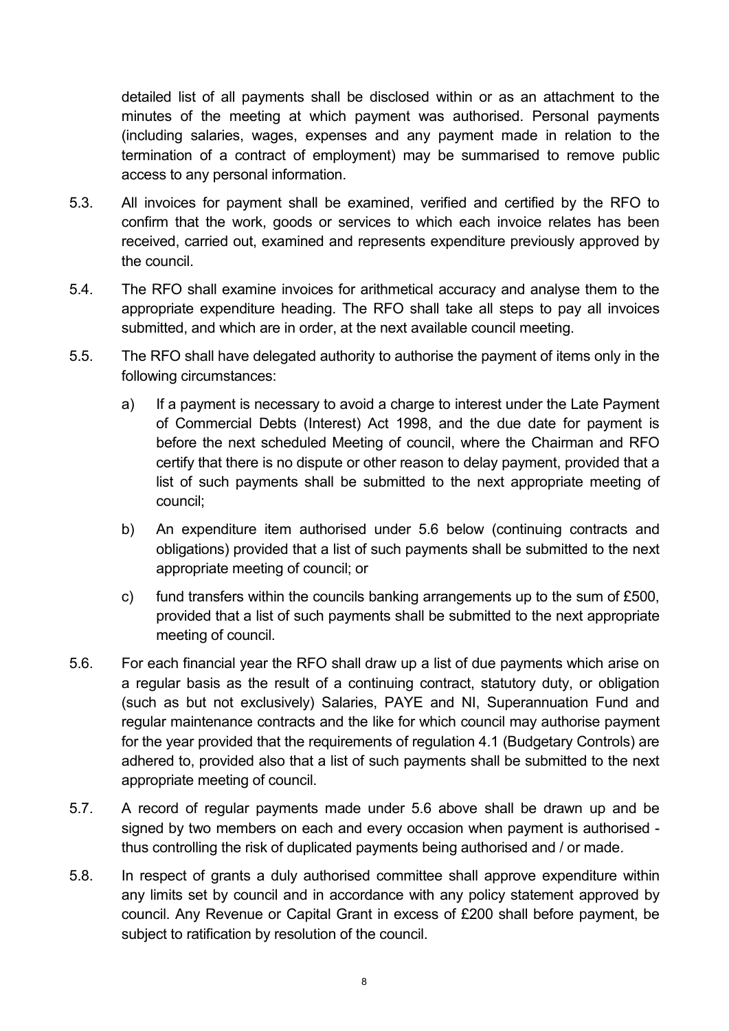detailed list of all payments shall be disclosed within or as an attachment to the minutes of the meeting at which payment was authorised. Personal payments (including salaries, wages, expenses and any payment made in relation to the termination of a contract of employment) may be summarised to remove public access to any personal information.

5.3. All invoices for payment shall be examined, verified and certified by the RFO to confirm that the work, goods or services to which each invoice relates has been received, carried out, examined and represents expenditure previously approved by the council.

5.4. The RFO shall examine invoices for arithmetical accuracy and analyse them to the appropriate expenditure heading. The RFO shall take all steps to pay all invoices submitted, and which are in order, at the next available council meeting.

5.5. The RFO shall have delegated authority to authorise the payment of items only in the following circumstances:

   a) If a payment is necessary to avoid a charge to interest under the Late Payment of Commercial Debts (Interest) Act 1998, and the due date for payment is before the next scheduled Meeting of council, where the Chairman and RFO certify that there is no dispute or other reason to delay payment, provided that a list of such payments shall be submitted to the next appropriate meeting of council;

   b) An expenditure item authorised under 5.6 below (continuing contracts and obligations) provided that a list of such payments shall be submitted to the next appropriate meeting of council; or

   c) fund transfers within the councils banking arrangements up to the sum of £500, provided that a list of such payments shall be submitted to the next appropriate meeting of council.

5.6. For each financial year the RFO shall draw up a list of due payments which arise on a regular basis as the result of a continuing contract, statutory duty, or obligation (such as but not exclusively) Salaries, PAYE and NI, Superannuation Fund and regular maintenance contracts and the like for which council may authorise payment for the year provided that the requirements of regulation 4.1 (Budgetary Controls) are adhered to, provided also that a list of such payments shall be submitted to the next appropriate meeting of council.

5.7. A record of regular payments made under 5.6 above shall be drawn up and be signed by two members on each and every occasion when payment is authorised - thus controlling the risk of duplicated payments being authorised and / or made.

5.8. In respect of grants a duly authorised committee shall approve expenditure within any limits set by council and in accordance with any policy statement approved by council. Any Revenue or Capital Grant in excess of £200 shall before payment, be subject to ratification by resolution of the council.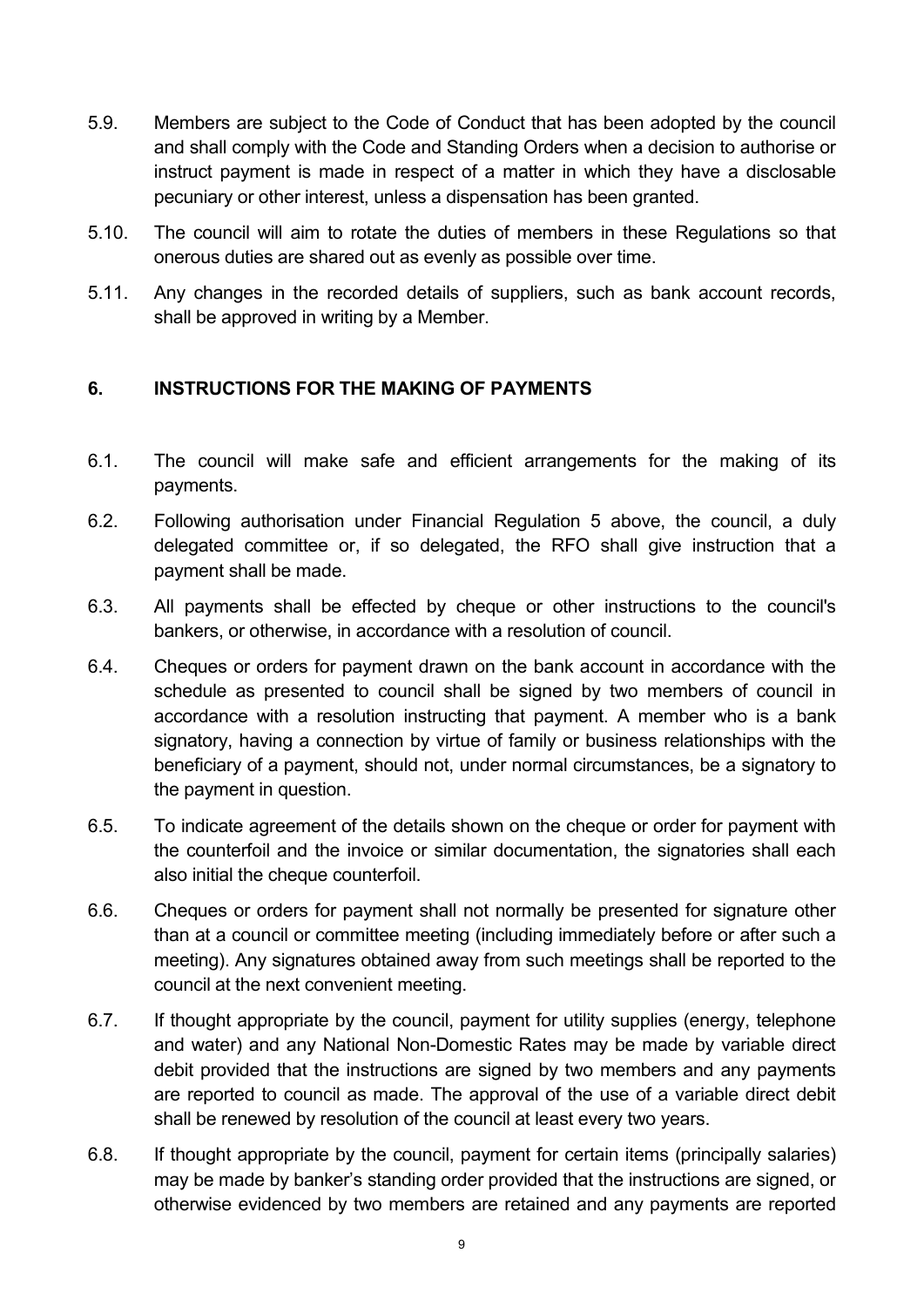5.9. Members are subject to the Code of Conduct that has been adopted by the council and shall comply with the Code and Standing Orders when a decision to authorise or instruct payment is made in respect of a matter in which they have a disclosable pecuniary or other interest, unless a dispensation has been granted.

5.10. The council will aim to rotate the duties of members in these Regulations so that onerous duties are shared out as evenly as possible over time.

5.11. Any changes in the recorded details of suppliers, such as bank account records, shall be approved in writing by a Member.

## 6. INSTRUCTIONS FOR THE MAKING OF PAYMENTS

6.1. The council will make safe and efficient arrangements for the making of its payments.

6.2. Following authorisation under Financial Regulation 5 above, the council, a duly delegated committee or, if so delegated, the RFO shall give instruction that a payment shall be made.

6.3. All payments shall be effected by cheque or other instructions to the council's bankers, or otherwise, in accordance with a resolution of council.

6.4. Cheques or orders for payment drawn on the bank account in accordance with the schedule as presented to council shall be signed by two members of council in accordance with a resolution instructing that payment. A member who is a bank signatory, having a connection by virtue of family or business relationships with the beneficiary of a payment, should not, under normal circumstances, be a signatory to the payment in question.

6.5. To indicate agreement of the details shown on the cheque or order for payment with the counterfoil and the invoice or similar documentation, the signatories shall each also initial the cheque counterfoil.

6.6. Cheques or orders for payment shall not normally be presented for signature other than at a council or committee meeting (including immediately before or after such a meeting). Any signatures obtained away from such meetings shall be reported to the council at the next convenient meeting.

6.7. If thought appropriate by the council, payment for utility supplies (energy, telephone and water) and any National Non-Domestic Rates may be made by variable direct debit provided that the instructions are signed by two members and any payments are reported to council as made. The approval of the use of a variable direct debit shall be renewed by resolution of the council at least every two years.

6.8. If thought appropriate by the council, payment for certain items (principally salaries) may be made by banker's standing order provided that the instructions are signed, or otherwise evidenced by two members are retained and any payments are reported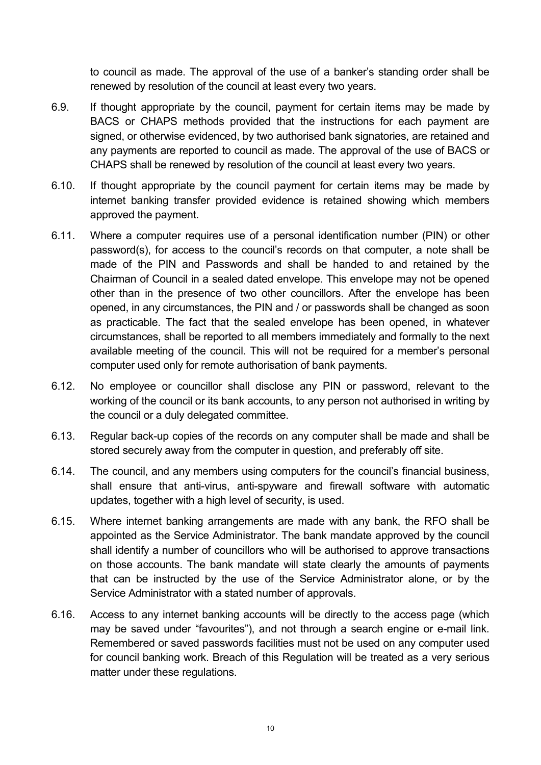to council as made. The approval of the use of a banker's standing order shall be renewed by resolution of the council at least every two years.

6.9. If thought appropriate by the council, payment for certain items may be made by BACS or CHAPS methods provided that the instructions for each payment are signed, or otherwise evidenced, by two authorised bank signatories, are retained and any payments are reported to council as made. The approval of the use of BACS or CHAPS shall be renewed by resolution of the council at least every two years.

6.10. If thought appropriate by the council payment for certain items may be made by internet banking transfer provided evidence is retained showing which members approved the payment.

6.11. Where a computer requires use of a personal identification number (PIN) or other password(s), for access to the council's records on that computer, a note shall be made of the PIN and Passwords and shall be handed to and retained by the Chairman of Council in a sealed dated envelope. This envelope may not be opened other than in the presence of two other councillors. After the envelope has been opened, in any circumstances, the PIN and / or passwords shall be changed as soon as practicable. The fact that the sealed envelope has been opened, in whatever circumstances, shall be reported to all members immediately and formally to the next available meeting of the council. This will not be required for a member's personal computer used only for remote authorisation of bank payments.

6.12. No employee or councillor shall disclose any PIN or password, relevant to the working of the council or its bank accounts, to any person not authorised in writing by the council or a duly delegated committee.

6.13. Regular back-up copies of the records on any computer shall be made and shall be stored securely away from the computer in question, and preferably off site.

6.14. The council, and any members using computers for the council's financial business, shall ensure that anti-virus, anti-spyware and firewall software with automatic updates, together with a high level of security, is used.

6.15. Where internet banking arrangements are made with any bank, the RFO shall be appointed as the Service Administrator. The bank mandate approved by the council shall identify a number of councillors who will be authorised to approve transactions on those accounts. The bank mandate will state clearly the amounts of payments that can be instructed by the use of the Service Administrator alone, or by the Service Administrator with a stated number of approvals.

6.16. Access to any internet banking accounts will be directly to the access page (which may be saved under "favourites"), and not through a search engine or e-mail link. Remembered or saved passwords facilities must not be used on any computer used for council banking work. Breach of this Regulation will be treated as a very serious matter under these regulations.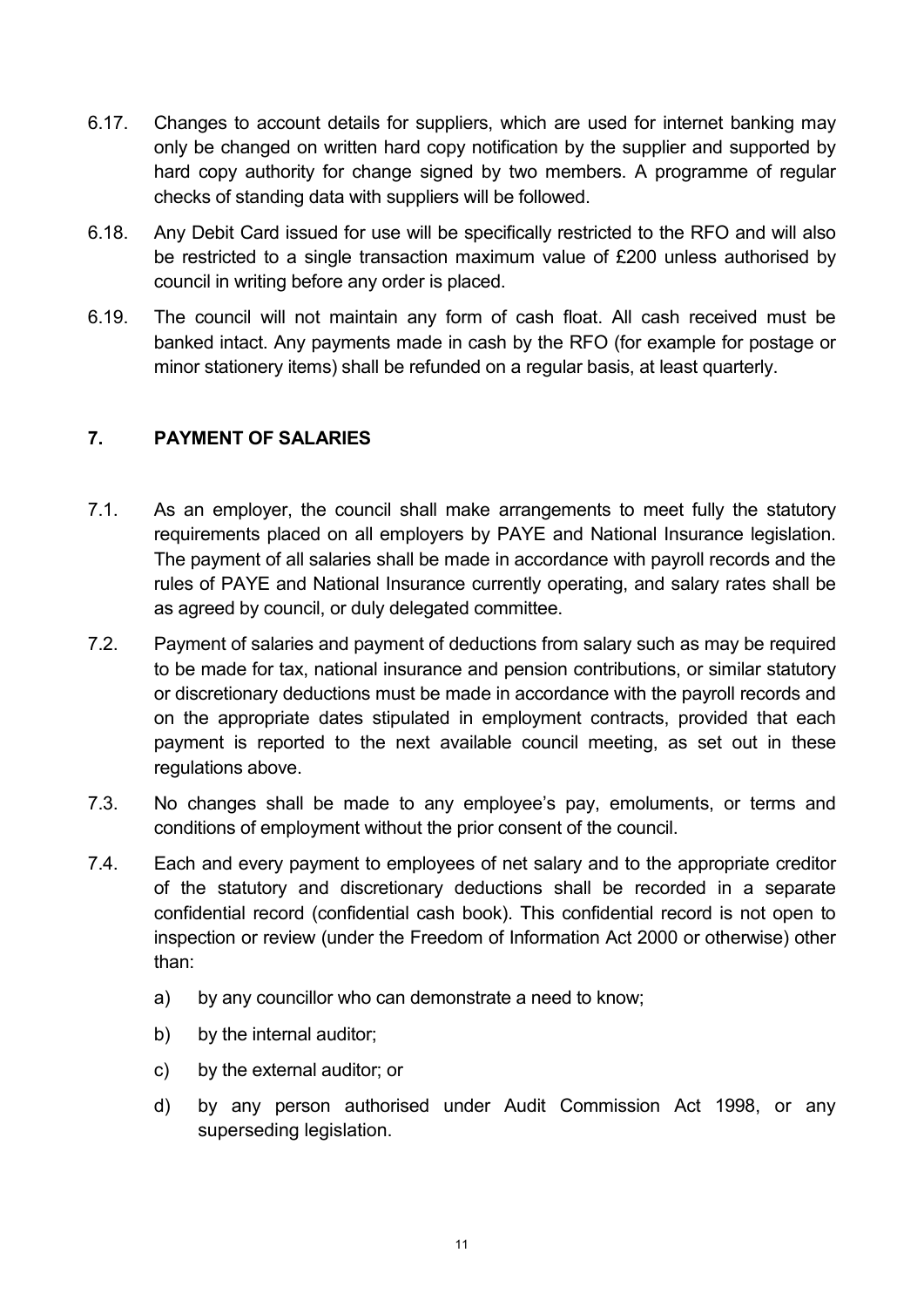6.17. Changes to account details for suppliers, which are used for internet banking may only be changed on written hard copy notification by the supplier and supported by hard copy authority for change signed by two members. A programme of regular checks of standing data with suppliers will be followed.

6.18. Any Debit Card issued for use will be specifically restricted to the RFO and will also be restricted to a single transaction maximum value of £200 unless authorised by council in writing before any order is placed.

6.19. The council will not maintain any form of cash float. All cash received must be banked intact. Any payments made in cash by the RFO (for example for postage or minor stationery items) shall be refunded on a regular basis, at least quarterly.

## 7. PAYMENT OF SALARIES

7.1. As an employer, the council shall make arrangements to meet fully the statutory requirements placed on all employers by PAYE and National Insurance legislation. The payment of all salaries shall be made in accordance with payroll records and the rules of PAYE and National Insurance currently operating, and salary rates shall be as agreed by council, or duly delegated committee.

7.2. Payment of salaries and payment of deductions from salary such as may be required to be made for tax, national insurance and pension contributions, or similar statutory or discretionary deductions must be made in accordance with the payroll records and on the appropriate dates stipulated in employment contracts, provided that each payment is reported to the next available council meeting, as set out in these regulations above.

7.3. No changes shall be made to any employee's pay, emoluments, or terms and conditions of employment without the prior consent of the council.

7.4. Each and every payment to employees of net salary and to the appropriate creditor of the statutory and discretionary deductions shall be recorded in a separate confidential record (confidential cash book). This confidential record is not open to inspection or review (under the Freedom of Information Act 2000 or otherwise) other than:

a) by any councillor who can demonstrate a need to know;

b) by the internal auditor;

c) by the external auditor; or

d) by any person authorised under Audit Commission Act 1998, or any superseding legislation.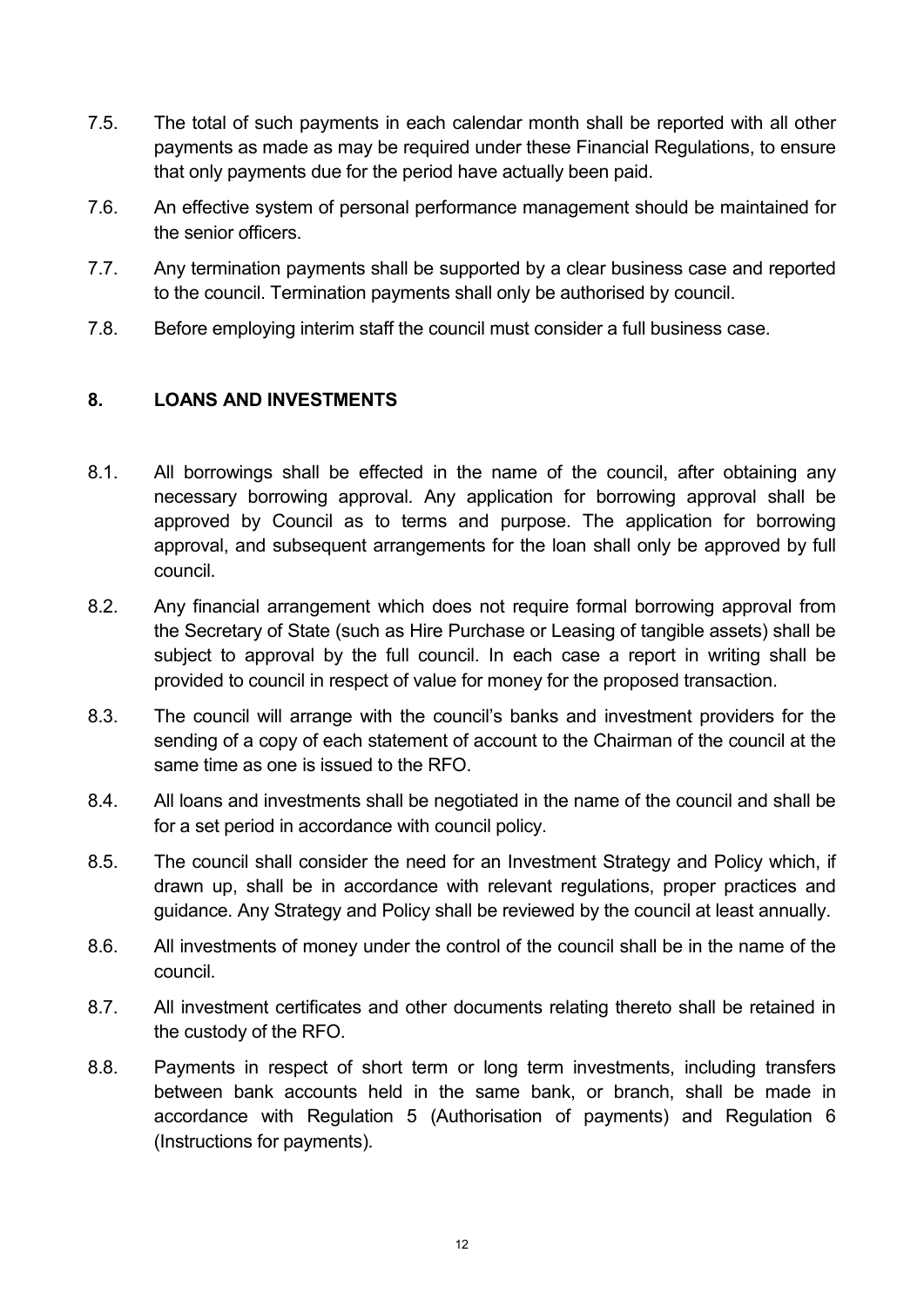7.5. The total of such payments in each calendar month shall be reported with all other payments as made as may be required under these Financial Regulations, to ensure that only payments due for the period have actually been paid.

7.6. An effective system of personal performance management should be maintained for the senior officers.

7.7. Any termination payments shall be supported by a clear business case and reported to the council. Termination payments shall only be authorised by council.

7.8. Before employing interim staff the council must consider a full business case.

## 8. LOANS AND INVESTMENTS

8.1. All borrowings shall be effected in the name of the council, after obtaining any necessary borrowing approval. Any application for borrowing approval shall be approved by Council as to terms and purpose. The application for borrowing approval, and subsequent arrangements for the loan shall only be approved by full council.

8.2. Any financial arrangement which does not require formal borrowing approval from the Secretary of State (such as Hire Purchase or Leasing of tangible assets) shall be subject to approval by the full council. In each case a report in writing shall be provided to council in respect of value for money for the proposed transaction.

8.3. The council will arrange with the council's banks and investment providers for the sending of a copy of each statement of account to the Chairman of the council at the same time as one is issued to the RFO.

8.4. All loans and investments shall be negotiated in the name of the council and shall be for a set period in accordance with council policy.

8.5. The council shall consider the need for an Investment Strategy and Policy which, if drawn up, shall be in accordance with relevant regulations, proper practices and guidance. Any Strategy and Policy shall be reviewed by the council at least annually.

8.6. All investments of money under the control of the council shall be in the name of the council.

8.7. All investment certificates and other documents relating thereto shall be retained in the custody of the RFO.

8.8. Payments in respect of short term or long term investments, including transfers between bank accounts held in the same bank, or branch, shall be made in accordance with Regulation 5 (Authorisation of payments) and Regulation 6 (Instructions for payments).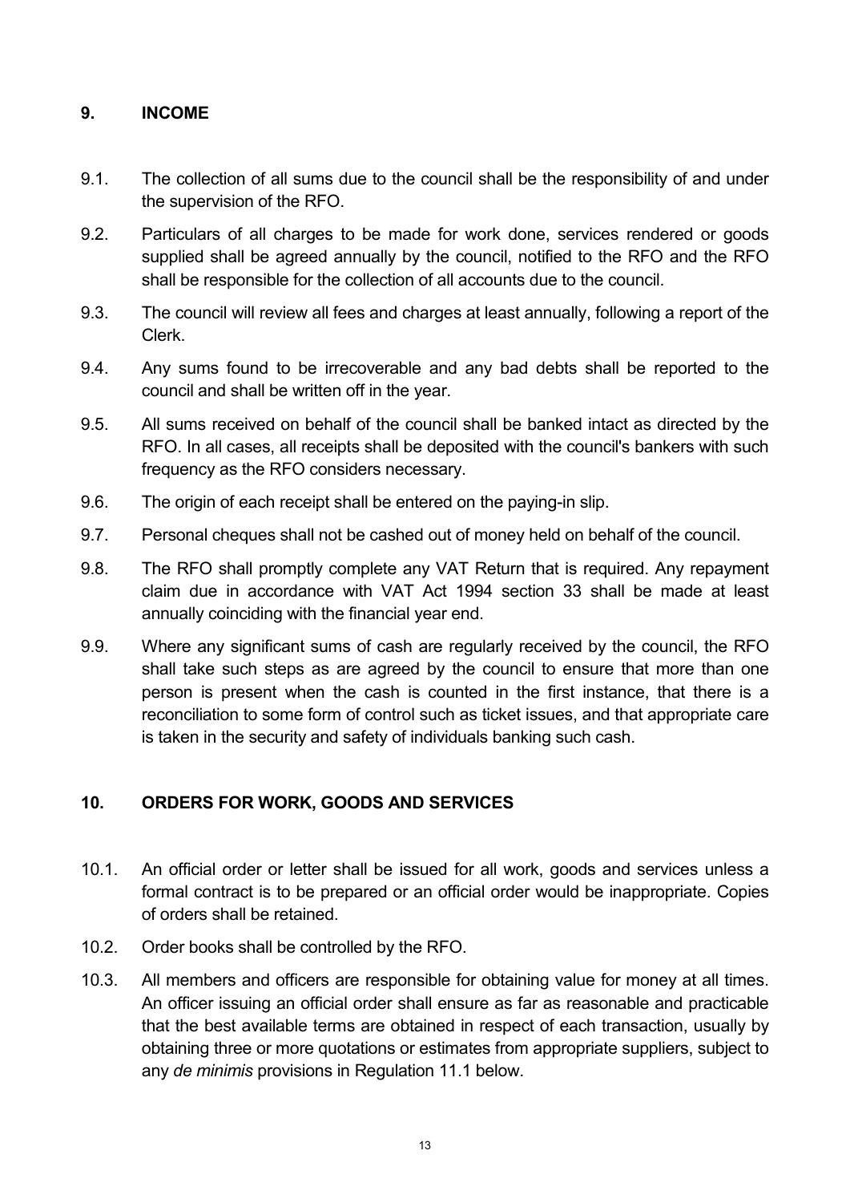## 9. INCOME

9.1. The collection of all sums due to the council shall be the responsibility of and under the supervision of the RFO.

9.2. Particulars of all charges to be made for work done, services rendered or goods supplied shall be agreed annually by the council, notified to the RFO and the RFO shall be responsible for the collection of all accounts due to the council.

9.3. The council will review all fees and charges at least annually, following a report of the Clerk.

9.4. Any sums found to be irrecoverable and any bad debts shall be reported to the council and shall be written off in the year.

9.5. All sums received on behalf of the council shall be banked intact as directed by the RFO. In all cases, all receipts shall be deposited with the council's bankers with such frequency as the RFO considers necessary.

9.6. The origin of each receipt shall be entered on the paying-in slip.

9.7. Personal cheques shall not be cashed out of money held on behalf of the council.

9.8. The RFO shall promptly complete any VAT Return that is required. Any repayment claim due in accordance with VAT Act 1994 section 33 shall be made at least annually coinciding with the financial year end.

9.9. Where any significant sums of cash are regularly received by the council, the RFO shall take such steps as are agreed by the council to ensure that more than one person is present when the cash is counted in the first instance, that there is a reconciliation to some form of control such as ticket issues, and that appropriate care is taken in the security and safety of individuals banking such cash.

## 10. ORDERS FOR WORK, GOODS AND SERVICES

10.1. An official order or letter shall be issued for all work, goods and services unless a formal contract is to be prepared or an official order would be inappropriate. Copies of orders shall be retained.

10.2. Order books shall be controlled by the RFO.

10.3. All members and officers are responsible for obtaining value for money at all times. An officer issuing an official order shall ensure as far as reasonable and practicable that the best available terms are obtained in respect of each transaction, usually by obtaining three or more quotations or estimates from appropriate suppliers, subject to any *de minimis* provisions in Regulation 11.1 below.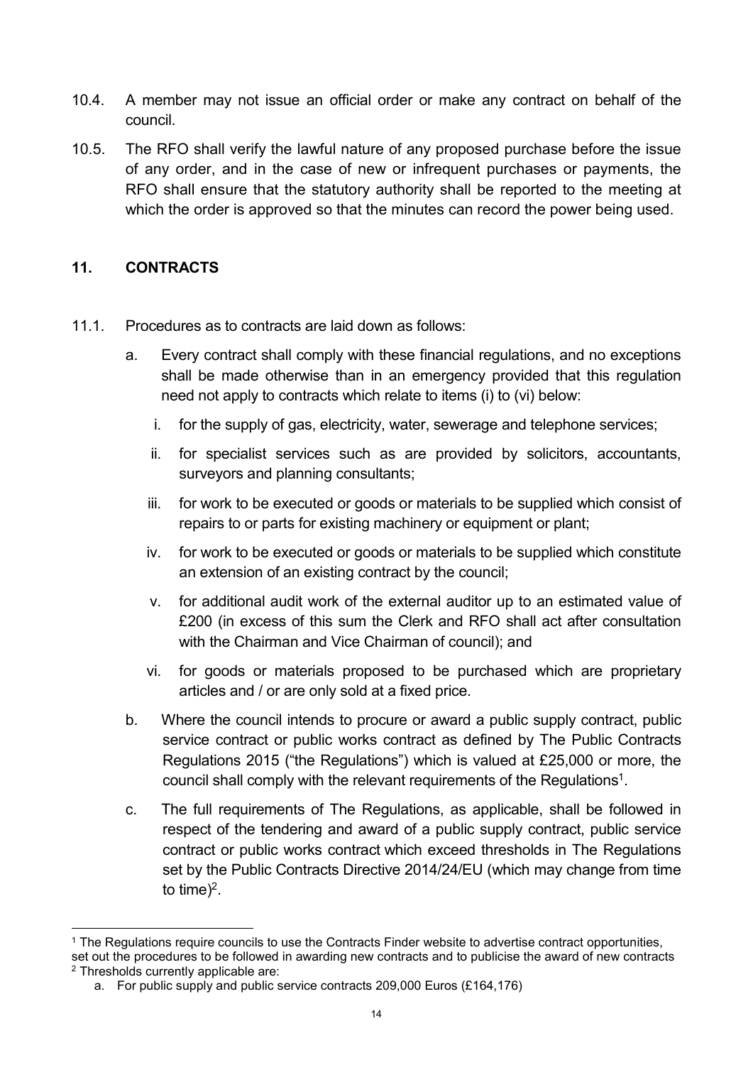10.4. A member may not issue an official order or make any contract on behalf of the council.

10.5. The RFO shall verify the lawful nature of any proposed purchase before the issue of any order, and in the case of new or infrequent purchases or payments, the RFO shall ensure that the statutory authority shall be reported to the meeting at which the order is approved so that the minutes can record the power being used.

## 11. CONTRACTS

11.1. Procedures as to contracts are laid down as follows:

a. Every contract shall comply with these financial regulations, and no exceptions shall be made otherwise than in an emergency provided that this regulation need not apply to contracts which relate to items (i) to (vi) below:

   i. for the supply of gas, electricity, water, sewerage and telephone services;

   ii. for specialist services such as are provided by solicitors, accountants, surveyors and planning consultants;

   iii. for work to be executed or goods or materials to be supplied which consist of repairs to or parts for existing machinery or equipment or plant;

   iv. for work to be executed or goods or materials to be supplied which constitute an extension of an existing contract by the council;

   v. for additional audit work of the external auditor up to an estimated value of £200 (in excess of this sum the Clerk and RFO shall act after consultation with the Chairman and Vice Chairman of council); and

   vi. for goods or materials proposed to be purchased which are proprietary articles and / or are only sold at a fixed price.

b. Where the council intends to procure or award a public supply contract, public service contract or public works contract as defined by The Public Contracts Regulations 2015 ("the Regulations") which is valued at £25,000 or more, the council shall comply with the relevant requirements of the Regulations[1].

c. The full requirements of The Regulations, as applicable, shall be followed in respect of the tendering and award of a public supply contract, public service contract or public works contract which exceed thresholds in The Regulations set by the Public Contracts Directive 2014/24/EU (which may change from time to time)[2].

---

[1] The Regulations require councils to use the Contracts Finder website to advertise contract opportunities, set out the procedures to be followed in awarding new contracts and to publicise the award of new contracts

[2] Thresholds currently applicable are:

a. For public supply and public service contracts 209,000 Euros (£164,176)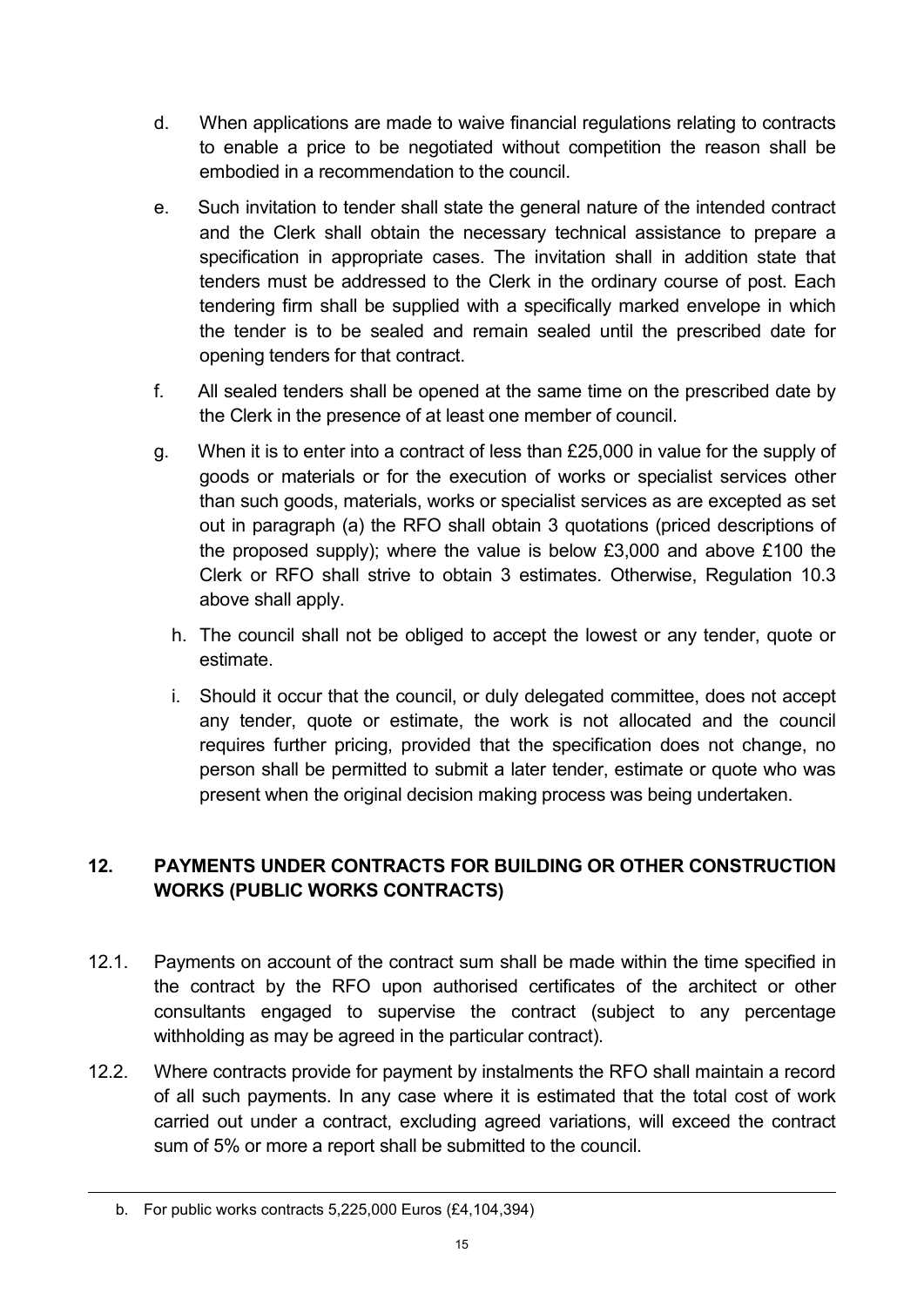d. When applications are made to waive financial regulations relating to contracts to enable a price to be negotiated without competition the reason shall be embodied in a recommendation to the council.

e. Such invitation to tender shall state the general nature of the intended contract and the Clerk shall obtain the necessary technical assistance to prepare a specification in appropriate cases. The invitation shall in addition state that tenders must be addressed to the Clerk in the ordinary course of post. Each tendering firm shall be supplied with a specifically marked envelope in which the tender is to be sealed and remain sealed until the prescribed date for opening tenders for that contract.

f. All sealed tenders shall be opened at the same time on the prescribed date by the Clerk in the presence of at least one member of council.

g. When it is to enter into a contract of less than £25,000 in value for the supply of goods or materials or for the execution of works or specialist services other than such goods, materials, works or specialist services as are excepted as set out in paragraph (a) the RFO shall obtain 3 quotations (priced descriptions of the proposed supply); where the value is below £3,000 and above £100 the Clerk or RFO shall strive to obtain 3 estimates. Otherwise, Regulation 10.3 above shall apply.

h. The council shall not be obliged to accept the lowest or any tender, quote or estimate.

i. Should it occur that the council, or duly delegated committee, does not accept any tender, quote or estimate, the work is not allocated and the council requires further pricing, provided that the specification does not change, no person shall be permitted to submit a later tender, estimate or quote who was present when the original decision making process was being undertaken.

## 12. PAYMENTS UNDER CONTRACTS FOR BUILDING OR OTHER CONSTRUCTION WORKS (PUBLIC WORKS CONTRACTS)

12.1. Payments on account of the contract sum shall be made within the time specified in the contract by the RFO upon authorised certificates of the architect or other consultants engaged to supervise the contract (subject to any percentage withholding as may be agreed in the particular contract).

12.2. Where contracts provide for payment by instalments the RFO shall maintain a record of all such payments. In any case where it is estimated that the total cost of work carried out under a contract, excluding agreed variations, will exceed the contract sum of 5% or more a report shall be submitted to the council.

---

b. For public works contracts 5,225,000 Euros (£4,104,394)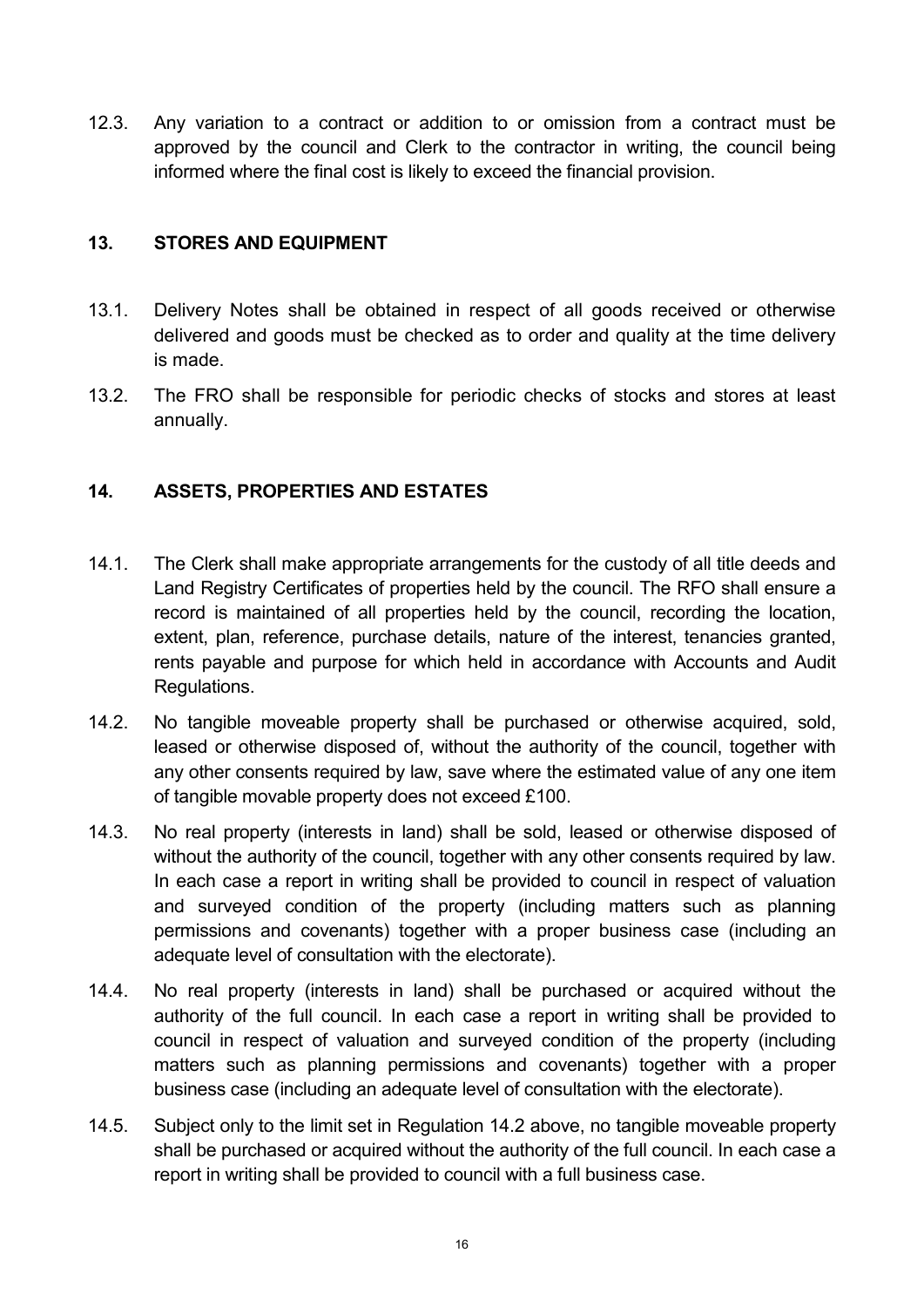12.3. Any variation to a contract or addition to or omission from a contract must be approved by the council and Clerk to the contractor in writing, the council being informed where the final cost is likely to exceed the financial provision.

## 13. STORES AND EQUIPMENT

13.1. Delivery Notes shall be obtained in respect of all goods received or otherwise delivered and goods must be checked as to order and quality at the time delivery is made.

13.2. The FRO shall be responsible for periodic checks of stocks and stores at least annually.

## 14. ASSETS, PROPERTIES AND ESTATES

14.1. The Clerk shall make appropriate arrangements for the custody of all title deeds and Land Registry Certificates of properties held by the council. The RFO shall ensure a record is maintained of all properties held by the council, recording the location, extent, plan, reference, purchase details, nature of the interest, tenancies granted, rents payable and purpose for which held in accordance with Accounts and Audit Regulations.

14.2. No tangible moveable property shall be purchased or otherwise acquired, sold, leased or otherwise disposed of, without the authority of the council, together with any other consents required by law, save where the estimated value of any one item of tangible movable property does not exceed £100.

14.3. No real property (interests in land) shall be sold, leased or otherwise disposed of without the authority of the council, together with any other consents required by law. In each case a report in writing shall be provided to council in respect of valuation and surveyed condition of the property (including matters such as planning permissions and covenants) together with a proper business case (including an adequate level of consultation with the electorate).

14.4. No real property (interests in land) shall be purchased or acquired without the authority of the full council. In each case a report in writing shall be provided to council in respect of valuation and surveyed condition of the property (including matters such as planning permissions and covenants) together with a proper business case (including an adequate level of consultation with the electorate).

14.5. Subject only to the limit set in Regulation 14.2 above, no tangible moveable property shall be purchased or acquired without the authority of the full council. In each case a report in writing shall be provided to council with a full business case.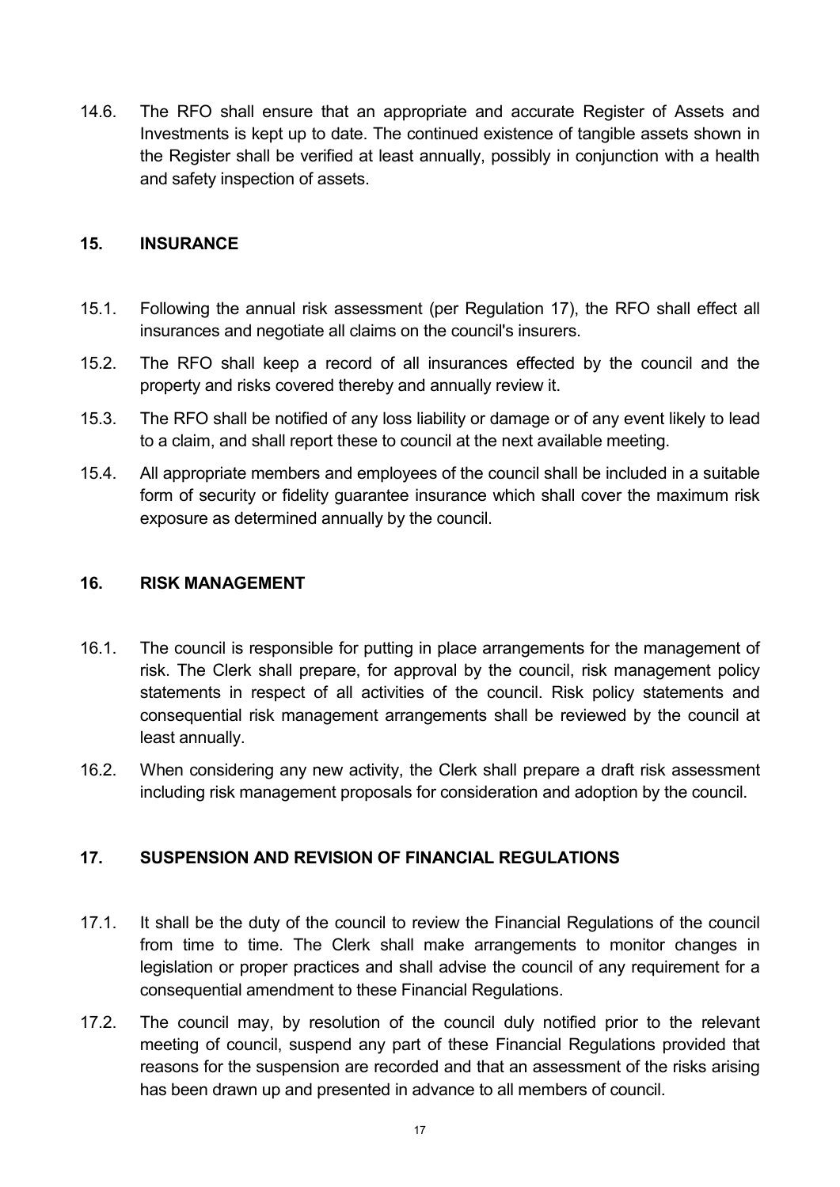14.6. The RFO shall ensure that an appropriate and accurate Register of Assets and Investments is kept up to date. The continued existence of tangible assets shown in the Register shall be verified at least annually, possibly in conjunction with a health and safety inspection of assets.

## 15. INSURANCE

15.1. Following the annual risk assessment (per Regulation 17), the RFO shall effect all insurances and negotiate all claims on the council's insurers.

15.2. The RFO shall keep a record of all insurances effected by the council and the property and risks covered thereby and annually review it.

15.3. The RFO shall be notified of any loss liability or damage or of any event likely to lead to a claim, and shall report these to council at the next available meeting.

15.4. All appropriate members and employees of the council shall be included in a suitable form of security or fidelity guarantee insurance which shall cover the maximum risk exposure as determined annually by the council.

## 16. RISK MANAGEMENT

16.1. The council is responsible for putting in place arrangements for the management of risk. The Clerk shall prepare, for approval by the council, risk management policy statements in respect of all activities of the council. Risk policy statements and consequential risk management arrangements shall be reviewed by the council at least annually.

16.2. When considering any new activity, the Clerk shall prepare a draft risk assessment including risk management proposals for consideration and adoption by the council.

## 17. SUSPENSION AND REVISION OF FINANCIAL REGULATIONS

17.1. It shall be the duty of the council to review the Financial Regulations of the council from time to time. The Clerk shall make arrangements to monitor changes in legislation or proper practices and shall advise the council of any requirement for a consequential amendment to these Financial Regulations.

17.2. The council may, by resolution of the council duly notified prior to the relevant meeting of council, suspend any part of these Financial Regulations provided that reasons for the suspension are recorded and that an assessment of the risks arising has been drawn up and presented in advance to all members of council.